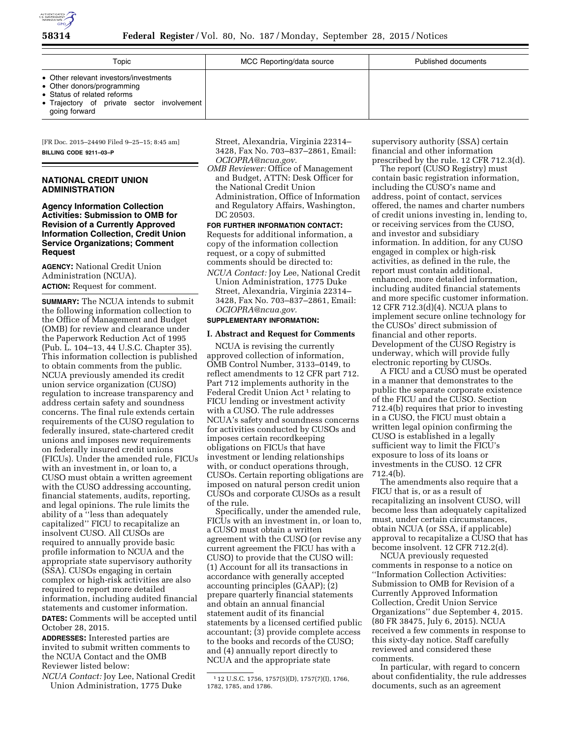| Topic | MCC Reporting/data source | Published documents |
| --- | --- | --- |
| • Other relevant investors/investments<br>• Other donors/programming<br>• Status of related reforms<br>• Trajectory of private sector involvement going forward | | |

[FR Doc. 2015–24490 Filed 9–25–15; 8:45 am]

**BILLING CODE 9211–03–P**

## NATIONAL CREDIT UNION ADMINISTRATION

### Agency Information Collection Activities: Submission to OMB for Revision of a Currently Approved Information Collection, Credit Union Service Organizations; Comment Request

**AGENCY:** National Credit Union Administration (NCUA).

**ACTION:** Request for comment.

**SUMMARY:** The NCUA intends to submit the following information collection to the Office of Management and Budget (OMB) for review and clearance under the Paperwork Reduction Act of 1995 (Pub. L. 104–13, 44 U.S.C. Chapter 35). This information collection is published to obtain comments from the public. NCUA previously amended its credit union service organization (CUSO) regulation to increase transparency and address certain safety and soundness concerns. The final rule extends certain requirements of the CUSO regulation to federally insured, state-chartered credit unions and imposes new requirements on federally insured credit unions (FICUs). Under the amended rule, FICUs with an investment in, or loan to, a CUSO must obtain a written agreement with the CUSO addressing accounting, financial statements, audits, reporting, and legal opinions. The rule limits the ability of a ''less than adequately capitalized'' FICU to recapitalize an insolvent CUSO. All CUSOs are required to annually provide basic profile information to NCUA and the appropriate state supervisory authority (SSA). CUSOs engaging in certain complex or high-risk activities are also required to report more detailed information, including audited financial statements and customer information.

**DATES:** Comments will be accepted until October 28, 2015.

**ADDRESSES:** Interested parties are invited to submit written comments to the NCUA Contact and the OMB Reviewer listed below:

*NCUA Contact:* Joy Lee, National Credit Union Administration, 1775 Duke Street, Alexandria, Virginia 22314–3428, Fax No. 703–837–2861, Email: *OCIOPRA@ncua.gov.*

*OMB Reviewer:* Office of Management and Budget, ATTN: Desk Officer for the National Credit Union Administration, Office of Information and Regulatory Affairs, Washington, DC 20503.

**FOR FURTHER INFORMATION CONTACT:** Requests for additional information, a copy of the information collection request, or a copy of submitted comments should be directed to:

*NCUA Contact:* Joy Lee, National Credit Union Administration, 1775 Duke Street, Alexandria, Virginia 22314–3428, Fax No. 703–837–2861, Email: *OCIOPRA@ncua.gov.*

**SUPPLEMENTARY INFORMATION:**

#### I. Abstract and Request for Comments

NCUA is revising the currently approved collection of information, OMB Control Number, 3133–0149, to reflect amendments to 12 CFR part 712. Part 712 implements authority in the Federal Credit Union Act[1] relating to FICU lending or investment activity with a CUSO. The rule addresses NCUA's safety and soundness concerns for activities conducted by CUSOs and imposes certain recordkeeping obligations on FICUs that have investment or lending relationships with, or conduct operations through, CUSOs. Certain reporting obligations are imposed on natural person credit union CUSOs and corporate CUSOs as a result of the rule.

Specifically, under the amended rule, FICUs with an investment in, or loan to, a CUSO must obtain a written agreement with the CUSO (or revise any current agreement the FICU has with a CUSO) to provide that the CUSO will: (1) Account for all its transactions in accordance with generally accepted accounting principles (GAAP); (2) prepare quarterly financial statements and obtain an annual financial statement audit of its financial statements by a licensed certified public accountant; (3) provide complete access to the books and records of the CUSO; and (4) annually report directly to NCUA and the appropriate state supervisory authority (SSA) certain financial and other information prescribed by the rule. 12 CFR 712.3(d).

The report (CUSO Registry) must contain basic registration information, including the CUSO's name and address, point of contact, services offered, the names and charter numbers of credit unions investing in, lending to, or receiving services from the CUSO, and investor and subsidiary information. In addition, for any CUSO engaged in complex or high-risk activities, as defined in the rule, the report must contain additional, enhanced, more detailed information, including audited financial statements and more specific customer information. 12 CFR 712.3(d)(4). NCUA plans to implement secure online technology for the CUSOs' direct submission of financial and other reports. Development of the CUSO Registry is underway, which will provide fully electronic reporting by CUSOs.

A FICU and a CUSO must be operated in a manner that demonstrates to the public the separate corporate existence of the FICU and the CUSO. Section 712.4(b) requires that prior to investing in a CUSO, the FICU must obtain a written legal opinion confirming the CUSO is established in a legally sufficient way to limit the FICU's exposure to loss of its loans or investments in the CUSO. 12 CFR 712.4(b).

The amendments also require that a FICU that is, or as a result of recapitalizing an insolvent CUSO, will become less than adequately capitalized must, under certain circumstances, obtain NCUA (or SSA, if applicable) approval to recapitalize a CUSO that has become insolvent. 12 CFR 712.2(d).

NCUA previously requested comments in response to a notice on ''Information Collection Activities: Submission to OMB for Revision of a Currently Approved Information Collection, Credit Union Service Organizations'' due September 4, 2015. (80 FR 38475, July 6, 2015). NCUA received a few comments in response to this sixty-day notice. Staff carefully reviewed and considered these comments.

In particular, with regard to concern about confidentiality, the rule addresses documents, such as an agreement

[1] 12 U.S.C. 1756, 1757(5)(D), 1757(7)(I), 1766, 1782, 1785, and 1786.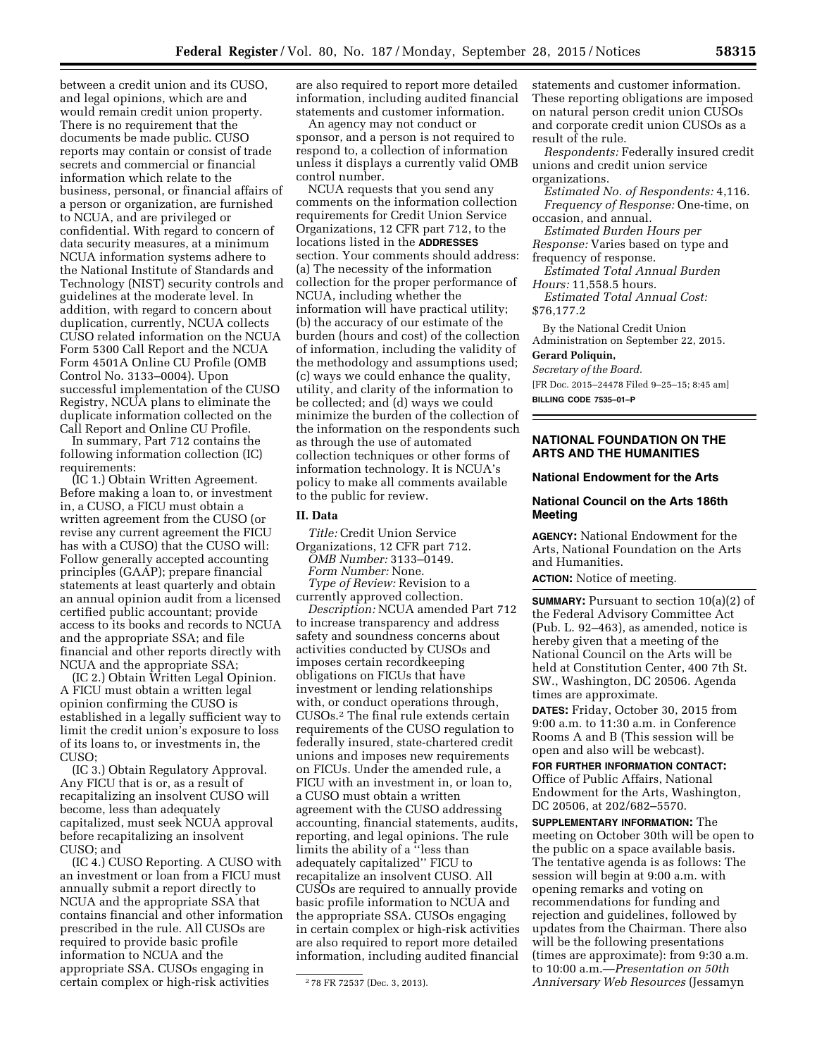between a credit union and its CUSO, and legal opinions, which are and would remain credit union property. There is no requirement that the documents be made public. CUSO reports may contain or consist of trade secrets and commercial or financial information which relate to the business, personal, or financial affairs of a person or organization, are furnished to NCUA, and are privileged or confidential. With regard to concern of data security measures, at a minimum NCUA information systems adhere to the National Institute of Standards and Technology (NIST) security controls and guidelines at the moderate level. In addition, with regard to concern about duplication, currently, NCUA collects CUSO related information on the NCUA Form 5300 Call Report and the NCUA Form 4501A Online CU Profile (OMB Control No. 3133–0004). Upon successful implementation of the CUSO Registry, NCUA plans to eliminate the duplicate information collected on the Call Report and Online CU Profile.

In summary, Part 712 contains the following information collection (IC) requirements:

(IC 1.) Obtain Written Agreement. Before making a loan to, or investment in, a CUSO, a FICU must obtain a written agreement from the CUSO (or revise any current agreement the FICU has with a CUSO) that the CUSO will: Follow generally accepted accounting principles (GAAP); prepare financial statements at least quarterly and obtain an annual opinion audit from a licensed certified public accountant; provide access to its books and records to NCUA and the appropriate SSA; and file financial and other reports directly with NCUA and the appropriate SSA;

(IC 2.) Obtain Written Legal Opinion. A FICU must obtain a written legal opinion confirming the CUSO is established in a legally sufficient way to limit the credit union's exposure to loss of its loans to, or investments in, the CUSO;

(IC 3.) Obtain Regulatory Approval. Any FICU that is or, as a result of recapitalizing an insolvent CUSO will become, less than adequately capitalized, must seek NCUA approval before recapitalizing an insolvent CUSO; and

(IC 4.) CUSO Reporting. A CUSO with an investment or loan from a FICU must annually submit a report directly to NCUA and the appropriate SSA that contains financial and other information prescribed in the rule. All CUSOs are required to provide basic profile information to NCUA and the appropriate SSA. CUSOs engaging in certain complex or high-risk activities are also required to report more detailed information, including audited financial statements and customer information.

An agency may not conduct or sponsor, and a person is not required to respond to, a collection of information unless it displays a currently valid OMB control number.

NCUA requests that you send any comments on the information collection requirements for Credit Union Service Organizations, 12 CFR part 712, to the locations listed in the **ADDRESSES** section. Your comments should address: (a) The necessity of the information collection for the proper performance of NCUA, including whether the information will have practical utility; (b) the accuracy of our estimate of the burden (hours and cost) of the collection of information, including the validity of the methodology and assumptions used; (c) ways we could enhance the quality, utility, and clarity of the information to be collected; and (d) ways we could minimize the burden of the collection of the information on the respondents such as through the use of automated collection techniques or other forms of information technology. It is NCUA's policy to make all comments available to the public for review.

## II. Data

*Title:* Credit Union Service Organizations, 12 CFR part 712.

*OMB Number:* 3133–0149.

*Form Number:* None.

*Type of Review:* Revision to a currently approved collection.

*Description:* NCUA amended Part 712 to increase transparency and address safety and soundness concerns about activities conducted by CUSOs and imposes certain recordkeeping obligations on FICUs that have investment or lending relationships with, or conduct operations through, CUSOs.[2] The final rule extends certain requirements of the CUSO regulation to federally insured, state-chartered credit unions and imposes new requirements on FICUs. Under the amended rule, a FICU with an investment in, or loan to, a CUSO must obtain a written agreement with the CUSO addressing accounting, financial statements, audits, reporting, and legal opinions. The rule limits the ability of a ''less than adequately capitalized'' FICU to recapitalize an insolvent CUSO. All CUSOs are required to annually provide basic profile information to NCUA and the appropriate SSA. CUSOs engaging in certain complex or high-risk activities are also required to report more detailed information, including audited financial statements and customer information. These reporting obligations are imposed on natural person credit union CUSOs and corporate credit union CUSOs as a result of the rule.

[2] 78 FR 72537 (Dec. 3, 2013).

*Respondents:* Federally insured credit unions and credit union service organizations.

*Estimated No. of Respondents:* 4,116.

*Frequency of Response:* One-time, on occasion, and annual.

*Estimated Burden Hours per Response:* Varies based on type and frequency of response.

*Estimated Total Annual Burden Hours:* 11,558.5 hours.

*Estimated Total Annual Cost:* $76,177.2

By the National Credit Union Administration on September 22, 2015.

**Gerard Poliquin,**

*Secretary of the Board.*

[FR Doc. 2015–24478 Filed 9–25–15; 8:45 am]

**BILLING CODE 7535–01–P**

# NATIONAL FOUNDATION ON THE ARTS AND THE HUMANITIES

## National Endowment for the Arts

## National Council on the Arts 186th Meeting

**AGENCY:** National Endowment for the Arts, National Foundation on the Arts and Humanities.

**ACTION:** Notice of meeting.

**SUMMARY:** Pursuant to section 10(a)(2) of the Federal Advisory Committee Act (Pub. L. 92–463), as amended, notice is hereby given that a meeting of the National Council on the Arts will be held at Constitution Center, 400 7th St. SW., Washington, DC 20506. Agenda times are approximate.

**DATES:** Friday, October 30, 2015 from 9:00 a.m. to 11:30 a.m. in Conference Rooms A and B (This session will be open and also will be webcast).

**FOR FURTHER INFORMATION CONTACT:** Office of Public Affairs, National Endowment for the Arts, Washington, DC 20506, at 202/682–5570.

**SUPPLEMENTARY INFORMATION:** The meeting on October 30th will be open to the public on a space available basis. The tentative agenda is as follows: The session will begin at 9:00 a.m. with opening remarks and voting on recommendations for funding and rejection and guidelines, followed by updates from the Chairman. There also will be the following presentations (times are approximate): from 9:30 a.m. to 10:00 a.m.—*Presentation on 50th Anniversary Web Resources* (Jessamyn